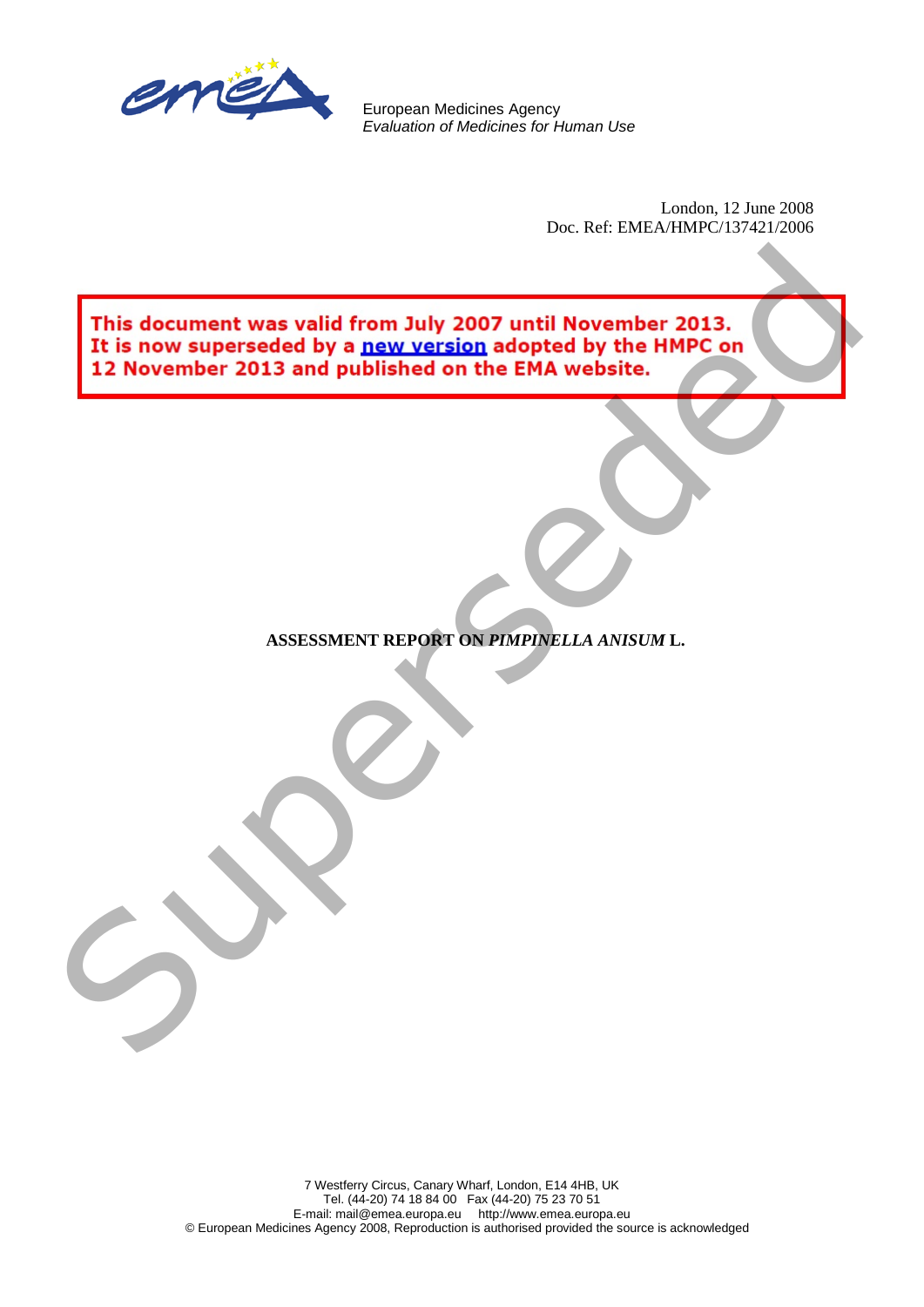European Medicines Agency
*Evaluation of Medicines for Human Use*

London, 12 June 2008
Doc. Ref: EMEA/HMPC/137421/2006

**This document was valid from July 2007 until November 2013. It is now superseded by a new version adopted by the HMPC on 12 November 2013 and published on the EMA website.**

**ASSESSMENT REPORT ON *PIMPINELLA ANISUM* L.**

7 Westferry Circus, Canary Wharf, London, E14 4HB, UK
Tel. (44-20) 74 18 84 00 Fax (44-20) 75 23 70 51
E-mail: mail@emea.europa.eu http://www.emea.europa.eu
© European Medicines Agency 2008, Reproduction is authorised provided the source is acknowledged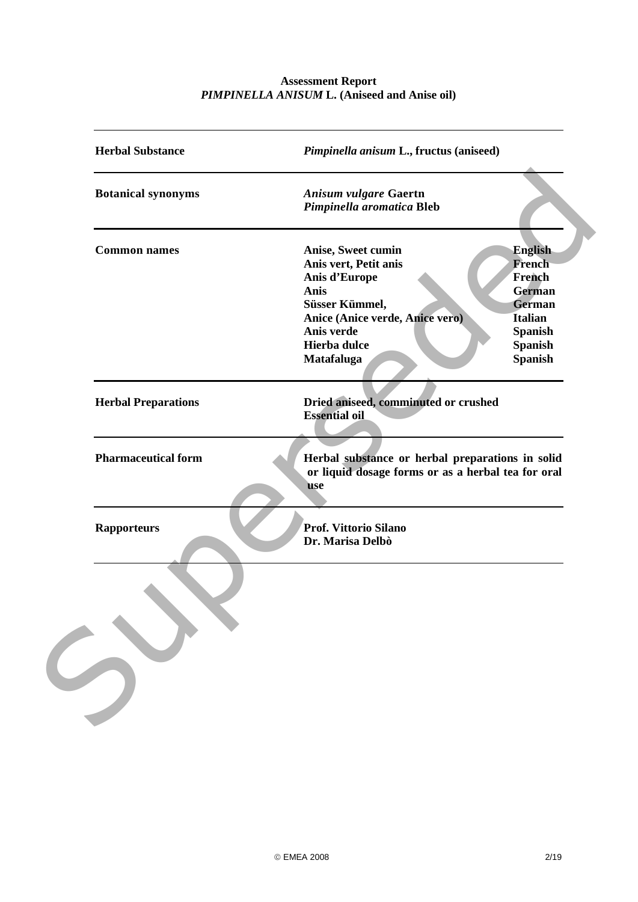**Assessment Report**
***PIMPINELLA ANISUM* L. (Aniseed and Anise oil)**

| | | |
|---|---|---|
| **Herbal Substance** | ***Pimpinella anisum* L., fructus (aniseed)** | |
| **Botanical synonyms** | ***Anisum vulgare* Gaertn**<br>***Pimpinella aromatica* Bleb** | |
| **Common names** | **Anise, Sweet cumin** | **English** |
| | **Anis vert, Petit anis** | **French** |
| | **Anis d'Europe** | **French** |
| | **Anis** | **German** |
| | **Süsser Kümmel,** | **German** |
| | **Anice (Anice verde, Anice vero)** | **Italian** |
| | **Anis verde** | **Spanish** |
| | **Hierba dulce** | **Spanish** |
| | **Matafaluga** | **Spanish** |
| **Herbal Preparations** | **Dried aniseed, comminuted or crushed**<br>**Essential oil** | |
| **Pharmaceutical form** | **Herbal substance or herbal preparations in solid or liquid dosage forms or as a herbal tea for oral use** | |
| **Rapporteurs** | **Prof. Vittorio Silano**<br>**Dr. Marisa Delbò** | |

© EMEA 2008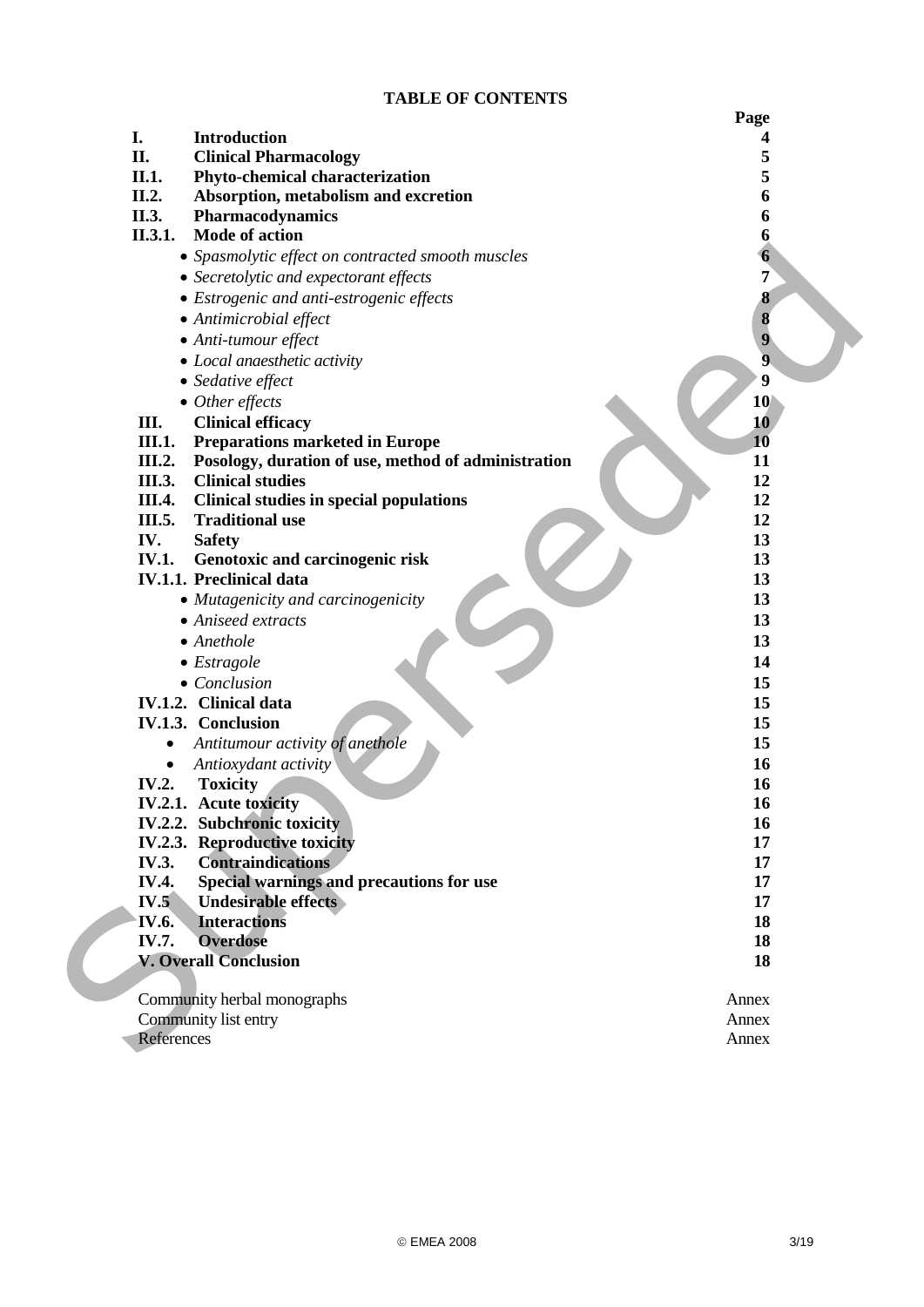**TABLE OF CONTENTS**

| | | Page |
|---|---|---|
| **I.** | **Introduction** | **4** |
| **II.** | **Clinical Pharmacology** | **5** |
| **II.1.** | **Phyto-chemical characterization** | **5** |
| **II.2.** | **Absorption, metabolism and excretion** | **6** |
| **II.3.** | **Pharmacodynamics** | **6** |
| **II.3.1.** | **Mode of action** | **6** |
| | • *Spasmolytic effect on contracted smooth muscles* | **6** |
| | • *Secretolytic and expectorant effects* | **7** |
| | • *Estrogenic and anti-estrogenic effects* | **8** |
| | • *Antimicrobial effect* | **8** |
| | • *Anti-tumour effect* | **9** |
| | • *Local anaesthetic activity* | **9** |
| | • *Sedative effect* | **9** |
| | • *Other effects* | **10** |
| **III.** | **Clinical efficacy** | **10** |
| **III.1.** | **Preparations marketed in Europe** | **10** |
| **III.2.** | **Posology, duration of use, method of administration** | **11** |
| **III.3.** | **Clinical studies** | **12** |
| **III.4.** | **Clinical studies in special populations** | **12** |
| **III.5.** | **Traditional use** | **12** |
| **IV.** | **Safety** | **13** |
| **IV.1.** | **Genotoxic and carcinogenic risk** | **13** |
| **IV.1.1.** | **Preclinical data** | **13** |
| | • *Mutagenicity and carcinogenicity* | **13** |
| | • *Aniseed extracts* | **13** |
| | • *Anethole* | **13** |
| | • *Estragole* | **14** |
| | • *Conclusion* | **15** |
| **IV.1.2.** | **Clinical data** | **15** |
| **IV.1.3.** | **Conclusion** | **15** |
| | • *Antitumour activity of anethole* | **15** |
| | • *Antioxydant activity* | **16** |
| **IV.2.** | **Toxicity** | **16** |
| **IV.2.1.** | **Acute toxicity** | **16** |
| **IV.2.2.** | **Subchronic toxicity** | **16** |
| **IV.2.3.** | **Reproductive toxicity** | **17** |
| **IV.3.** | **Contraindications** | **17** |
| **IV.4.** | **Special warnings and precautions for use** | **17** |
| **IV.5** | **Undesirable effects** | **17** |
| **IV.6.** | **Interactions** | **18** |
| **IV.7.** | **Overdose** | **18** |
| **V.** | **Overall Conclusion** | **18** |
| | Community herbal monographs | Annex |
| | Community list entry | Annex |
| | References | Annex |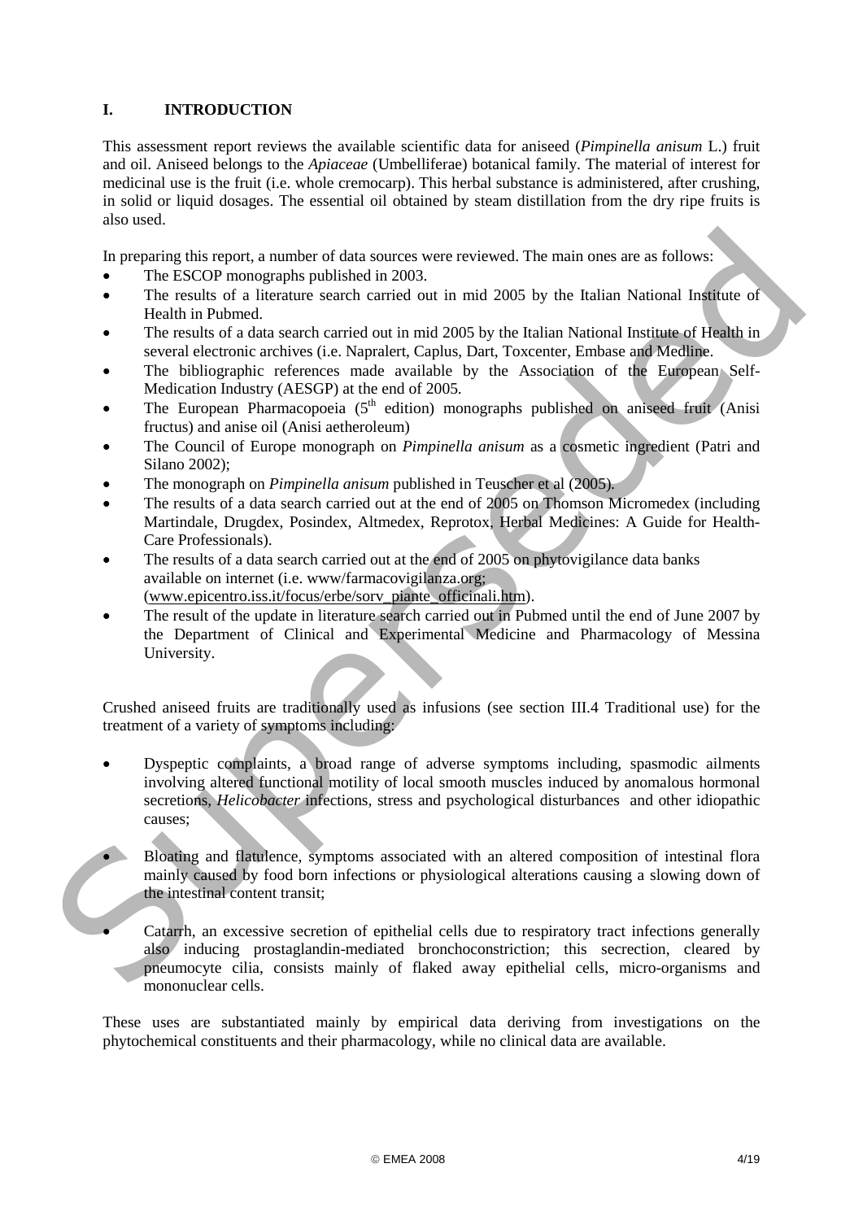# I. INTRODUCTION

This assessment report reviews the available scientific data for aniseed (*Pimpinella anisum* L.) fruit and oil. Aniseed belongs to the *Apiaceae* (Umbelliferae) botanical family. The material of interest for medicinal use is the fruit (i.e. whole cremocarp). This herbal substance is administered, after crushing, in solid or liquid dosages. The essential oil obtained by steam distillation from the dry ripe fruits is also used.

In preparing this report, a number of data sources were reviewed. The main ones are as follows:

- The ESCOP monographs published in 2003.
- The results of a literature search carried out in mid 2005 by the Italian National Institute of Health in Pubmed.
- The results of a data search carried out in mid 2005 by the Italian National Institute of Health in several electronic archives (i.e. Napralert, Caplus, Dart, Toxcenter, Embase and Medline.
- The bibliographic references made available by the Association of the European Self-Medication Industry (AESGP) at the end of 2005.
- The European Pharmacopoeia (5th edition) monographs published on aniseed fruit (Anisi fructus) and anise oil (Anisi aetheroleum)
- The Council of Europe monograph on *Pimpinella anisum* as a cosmetic ingredient (Patri and Silano 2002);
- The monograph on *Pimpinella anisum* published in Teuscher et al (2005).
- The results of a data search carried out at the end of 2005 on Thomson Micromedex (including Martindale, Drugdex, Posindex, Altmedex, Reprotox, Herbal Medicines: A Guide for Health-Care Professionals).
- The results of a data search carried out at the end of 2005 on phytovigilance data banks available on internet (i.e. www/farmacovigilanza.org; (www.epicentro.iss.it/focus/erbe/sorv_piante_officinali.htm).
- The result of the update in literature search carried out in Pubmed until the end of June 2007 by the Department of Clinical and Experimental Medicine and Pharmacology of Messina University.

Crushed aniseed fruits are traditionally used as infusions (see section III.4 Traditional use) for the treatment of a variety of symptoms including:

- Dyspeptic complaints, a broad range of adverse symptoms including, spasmodic ailments involving altered functional motility of local smooth muscles induced by anomalous hormonal secretions, *Helicobacter* infections, stress and psychological disturbances and other idiopathic causes;
- Bloating and flatulence, symptoms associated with an altered composition of intestinal flora mainly caused by food born infections or physiological alterations causing a slowing down of the intestinal content transit;
- Catarrh, an excessive secretion of epithelial cells due to respiratory tract infections generally also inducing prostaglandin-mediated bronchoconstriction; this secretion, cleared by pneumocyte cilia, consists mainly of flaked away epithelial cells, micro-organisms and mononuclear cells.

These uses are substantiated mainly by empirical data deriving from investigations on the phytochemical constituents and their pharmacology, while no clinical data are available.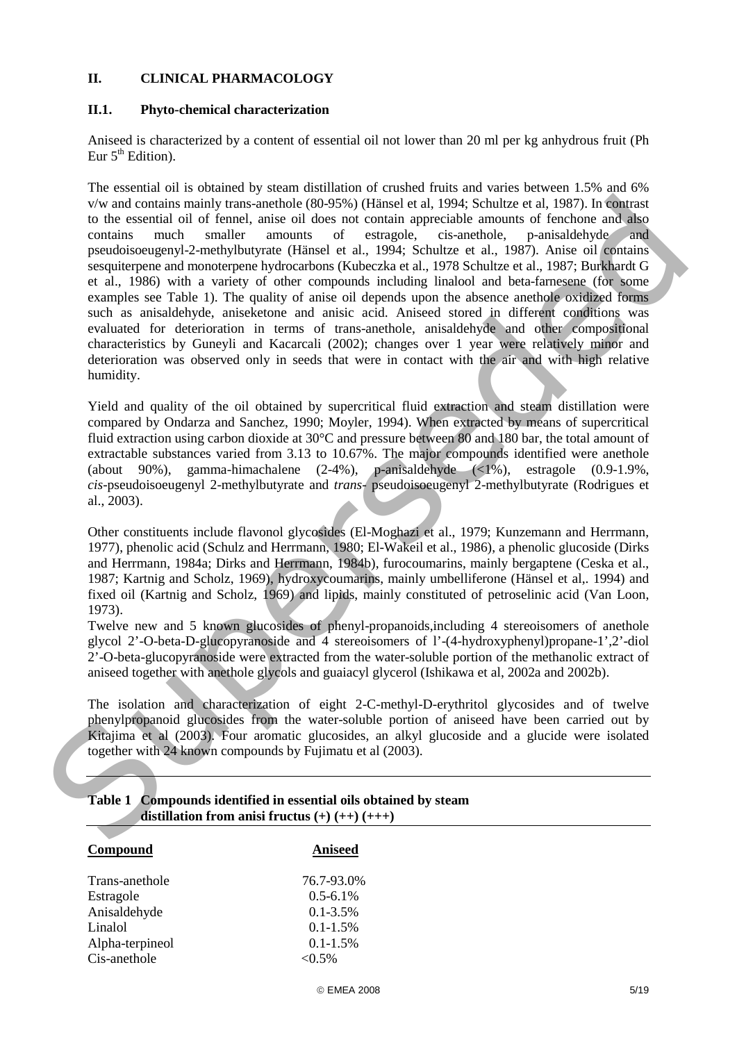## II. CLINICAL PHARMACOLOGY

### II.1. Phyto-chemical characterization

Aniseed is characterized by a content of essential oil not lower than 20 ml per kg anhydrous fruit (Ph Eur 5[th] Edition).

The essential oil is obtained by steam distillation of crushed fruits and varies between 1.5% and 6% v/w and contains mainly trans-anethole (80-95%) (Hänsel et al, 1994; Schultze et al, 1987). In contrast to the essential oil of fennel, anise oil does not contain appreciable amounts of fenchone and also contains much smaller amounts of estragole, cis-anethole, p-anisaldehyde and pseudoisoeugenyl-2-methylbutyrate (Hänsel et al., 1994; Schultze et al., 1987). Anise oil contains sesquiterpene and monoterpene hydrocarbons (Kubeczka et al., 1978 Schultze et al., 1987; Burkhardt G et al., 1986) with a variety of other compounds including linalool and beta-farnesene (for some examples see Table 1). The quality of anise oil depends upon the absence anethole oxidized forms such as anisaldehyde, aniseketone and anisic acid. Aniseed stored in different conditions was evaluated for deterioration in terms of trans-anethole, anisaldehyde and other compositional characteristics by Guneyli and Kacarcali (2002); changes over 1 year were relatively minor and deterioration was observed only in seeds that were in contact with the air and with high relative humidity.

Yield and quality of the oil obtained by supercritical fluid extraction and steam distillation were compared by Ondarza and Sanchez, 1990; Moyler, 1994). When extracted by means of supercritical fluid extraction using carbon dioxide at 30°C and pressure between 80 and 180 bar, the total amount of extractable substances varied from 3.13 to 10.67%. The major compounds identified were anethole (about 90%), gamma-himachalene (2-4%), p-anisaldehyde (<1%), estragole (0.9-1.9%, *cis*-pseudoisoeugenyl 2-methylbutyrate and *trans*- pseudoisoeugenyl 2-methylbutyrate (Rodrigues et al., 2003).

Other constituents include flavonol glycosides (El-Moghazi et al., 1979; Kunzemann and Herrmann, 1977), phenolic acid (Schulz and Herrmann, 1980; El-Wakeil et al., 1986), a phenolic glucoside (Dirks and Herrmann, 1984a; Dirks and Herrmann, 1984b), furocoumarins, mainly bergaptene (Ceska et al., 1987; Kartnig and Scholz, 1969), hydroxycoumarins, mainly umbelliferone (Hänsel et al,. 1994) and fixed oil (Kartnig and Scholz, 1969) and lipids, mainly constituted of petroselinic acid (Van Loon, 1973).

Twelve new and 5 known glucosides of phenyl-propanoids,including 4 stereoisomers of anethole glycol 2'-O-beta-D-glucopyranoside and 4 stereoisomers of l'-(4-hydroxyphenyl)propane-1',2'-diol 2'-O-beta-glucopyranoside were extracted from the water-soluble portion of the methanolic extract of aniseed together with anethole glycols and guaiacyl glycerol (Ishikawa et al, 2002a and 2002b).

The isolation and characterization of eight 2-C-methyl-D-erythritol glycosides and of twelve phenylpropanoid glucosides from the water-soluble portion of aniseed have been carried out by Kitajima et al (2003). Four aromatic glucosides, an alkyl glucoside and a glucide were isolated together with 24 known compounds by Fujimatu et al (2003).

**Table 1 Compounds identified in essential oils obtained by steam distillation from anisi fructus (+) (++) (+++)**

| Compound | Aniseed |
|---|---|
| Trans-anethole | 76.7-93.0% |
| Estragole | 0.5-6.1% |
| Anisaldehyde | 0.1-3.5% |
| Linalol | 0.1-1.5% |
| Alpha-terpineol | 0.1-1.5% |
| Cis-anethole | <0.5% |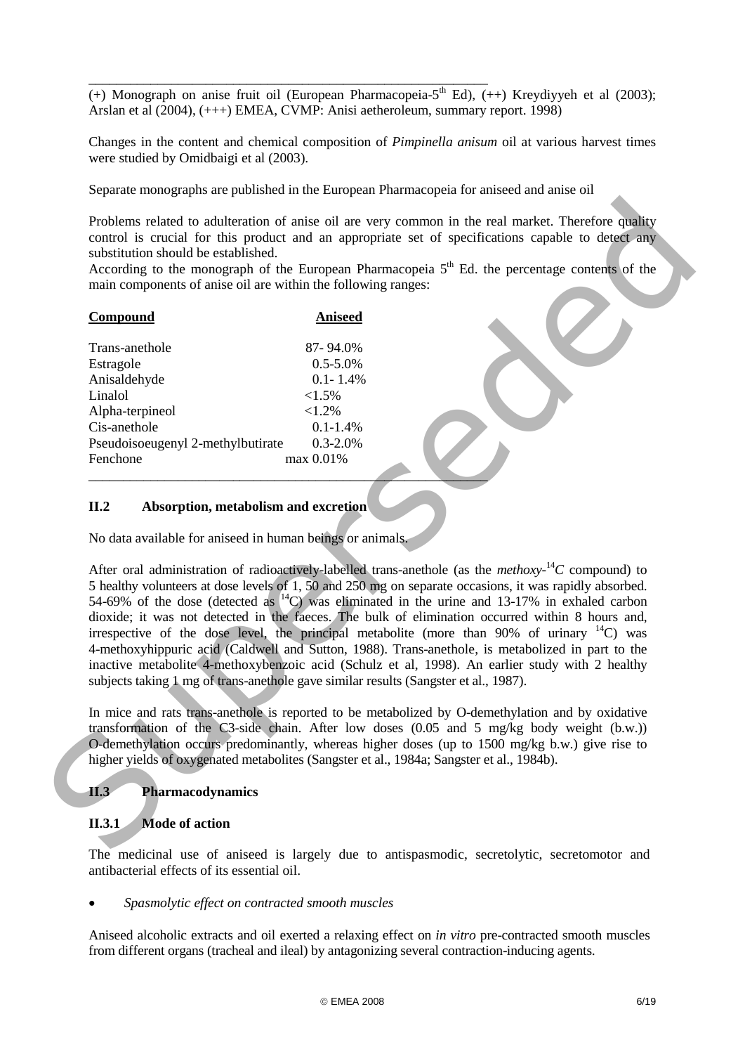(+) Monograph on anise fruit oil (European Pharmacopeia-5[th] Ed), (++) Kreydiyyeh et al (2003); Arslan et al (2004), (+++) EMEA, CVMP: Anisi aetheroleum, summary report. 1998)

Changes in the content and chemical composition of *Pimpinella anisum* oil at various harvest times were studied by Omidbaigi et al (2003).

Separate monographs are published in the European Pharmacopeia for aniseed and anise oil

Problems related to adulteration of anise oil are very common in the real market. Therefore quality control is crucial for this product and an appropriate set of specifications capable to detect any substitution should be established.
According to the monograph of the European Pharmacopeia 5[th] Ed. the percentage contents of the main components of anise oil are within the following ranges:

| **Compound** | **Aniseed** |
|---|---|
| Trans-anethole | 87- 94.0% |
| Estragole | 0.5-5.0% |
| Anisaldehyde | 0.1- 1.4% |
| Linalol | <1.5% |
| Alpha-terpineol | <1.2% |
| Cis-anethole | 0.1-1.4% |
| Pseudoisoeugenyl 2-methylbutirate | 0.3-2.0% |
| Fenchone | max 0.01% |

## II.2 Absorption, metabolism and excretion

No data available for aniseed in human beings or animals.

After oral administration of radioactively-labelled trans-anethole (as the *methoxy-*$^{14}$*C* compound) to 5 healthy volunteers at dose levels of 1, 50 and 250 mg on separate occasions, it was rapidly absorbed. 54-69% of the dose (detected as $^{14}$C) was eliminated in the urine and 13-17% in exhaled carbon dioxide; it was not detected in the faeces. The bulk of elimination occurred within 8 hours and, irrespective of the dose level, the principal metabolite (more than 90% of urinary $^{14}$C) was 4-methoxyhippuric acid (Caldwell and Sutton, 1988). Trans-anethole, is metabolized in part to the inactive metabolite 4-methoxybenzoic acid (Schulz et al, 1998). An earlier study with 2 healthy subjects taking 1 mg of trans-anethole gave similar results (Sangster et al., 1987).

In mice and rats trans-anethole is reported to be metabolized by O-demethylation and by oxidative transformation of the C3-side chain. After low doses (0.05 and 5 mg/kg body weight (b.w.)) O-demethylation occurs predominantly, whereas higher doses (up to 1500 mg/kg b.w.) give rise to higher yields of oxygenated metabolites (Sangster et al., 1984a; Sangster et al., 1984b).

## II.3 Pharmacodynamics

### II.3.1 Mode of action

The medicinal use of aniseed is largely due to antispasmodic, secretolytic, secretomotor and antibacterial effects of its essential oil.

- *Spasmolytic effect on contracted smooth muscles*

Aniseed alcoholic extracts and oil exerted a relaxing effect on *in vitro* pre-contracted smooth muscles from different organs (tracheal and ileal) by antagonizing several contraction-inducing agents.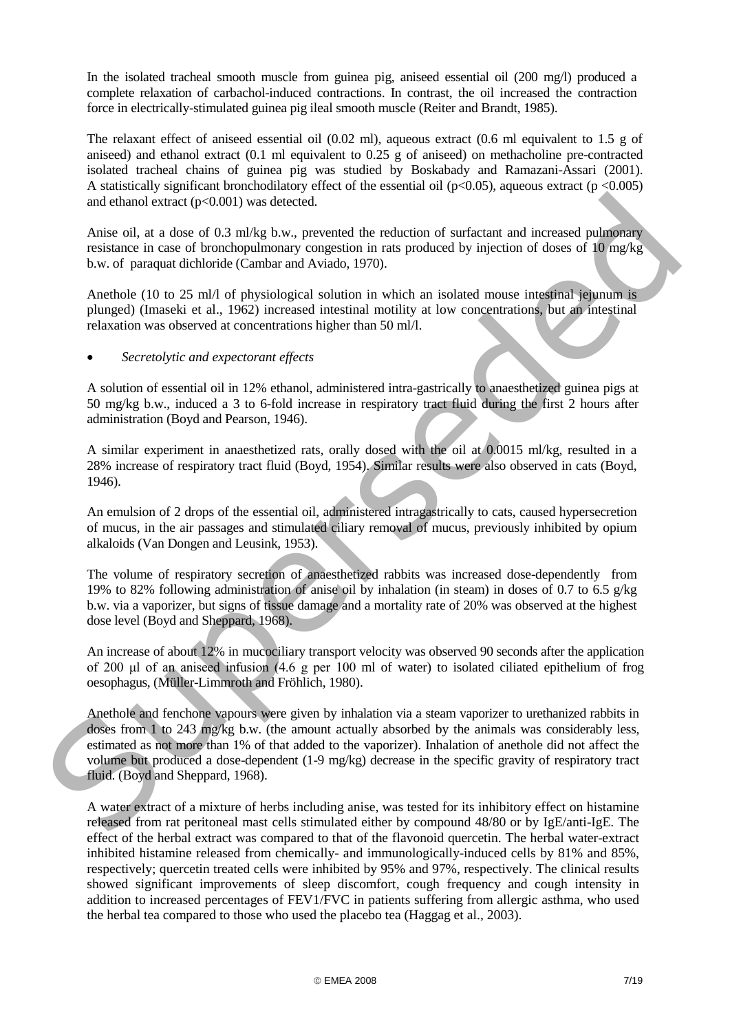In the isolated tracheal smooth muscle from guinea pig, aniseed essential oil (200 mg/l) produced a complete relaxation of carbachol-induced contractions. In contrast, the oil increased the contraction force in electrically-stimulated guinea pig ileal smooth muscle (Reiter and Brandt, 1985).

The relaxant effect of aniseed essential oil (0.02 ml), aqueous extract (0.6 ml equivalent to 1.5 g of aniseed) and ethanol extract (0.1 ml equivalent to 0.25 g of aniseed) on methacholine pre-contracted isolated tracheal chains of guinea pig was studied by Boskabady and Ramazani-Assari (2001). A statistically significant bronchodilatory effect of the essential oil ($p<0.05$), aqueous extract ($p <0.005$) and ethanol extract ($p<0.001$) was detected.

Anise oil, at a dose of 0.3 ml/kg b.w., prevented the reduction of surfactant and increased pulmonary resistance in case of bronchopulmonary congestion in rats produced by injection of doses of 10 mg/kg b.w. of paraquat dichloride (Cambar and Aviado, 1970).

Anethole (10 to 25 ml/l of physiological solution in which an isolated mouse intestinal jejunum is plunged) (Imaseki et al., 1962) increased intestinal motility at low concentrations, but an intestinal relaxation was observed at concentrations higher than 50 ml/l.

- *Secretolytic and expectorant effects*

A solution of essential oil in 12% ethanol, administered intra-gastrically to anaesthetized guinea pigs at 50 mg/kg b.w., induced a 3 to 6-fold increase in respiratory tract fluid during the first 2 hours after administration (Boyd and Pearson, 1946).

A similar experiment in anaesthetized rats, orally dosed with the oil at 0.0015 ml/kg, resulted in a 28% increase of respiratory tract fluid (Boyd, 1954). Similar results were also observed in cats (Boyd, 1946).

An emulsion of 2 drops of the essential oil, administered intragastrically to cats, caused hypersecretion of mucus, in the air passages and stimulated ciliary removal of mucus, previously inhibited by opium alkaloids (Van Dongen and Leusink, 1953).

The volume of respiratory secretion of anaesthetized rabbits was increased dose-dependently from 19% to 82% following administration of anise oil by inhalation (in steam) in doses of 0.7 to 6.5 g/kg b.w. via a vaporizer, but signs of tissue damage and a mortality rate of 20% was observed at the highest dose level (Boyd and Sheppard, 1968).

An increase of about 12% in mucociliary transport velocity was observed 90 seconds after the application of 200 µl of an aniseed infusion (4.6 g per 100 ml of water) to isolated ciliated epithelium of frog oesophagus, (Müller-Limmroth and Fröhlich, 1980).

Anethole and fenchone vapours were given by inhalation via a steam vaporizer to urethanized rabbits in doses from 1 to 243 mg/kg b.w. (the amount actually absorbed by the animals was considerably less, estimated as not more than 1% of that added to the vaporizer). Inhalation of anethole did not affect the volume but produced a dose-dependent (1-9 mg/kg) decrease in the specific gravity of respiratory tract fluid. (Boyd and Sheppard, 1968).

A water extract of a mixture of herbs including anise, was tested for its inhibitory effect on histamine released from rat peritoneal mast cells stimulated either by compound 48/80 or by IgE/anti-IgE. The effect of the herbal extract was compared to that of the flavonoid quercetin. The herbal water-extract inhibited histamine released from chemically- and immunologically-induced cells by 81% and 85%, respectively; quercetin treated cells were inhibited by 95% and 97%, respectively. The clinical results showed significant improvements of sleep discomfort, cough frequency and cough intensity in addition to increased percentages of FEV1/FVC in patients suffering from allergic asthma, who used the herbal tea compared to those who used the placebo tea (Haggag et al., 2003).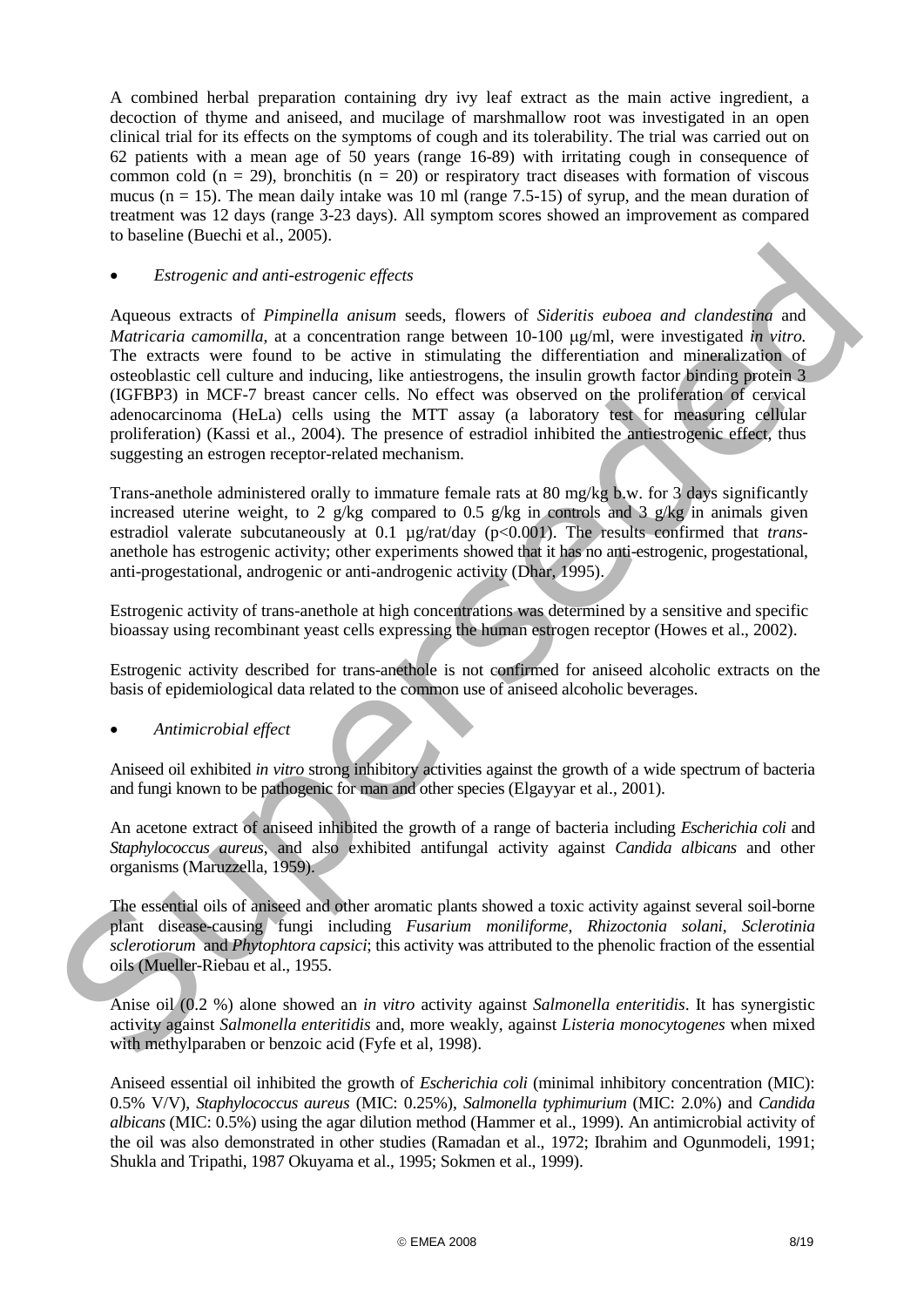A combined herbal preparation containing dry ivy leaf extract as the main active ingredient, a decoction of thyme and aniseed, and mucilage of marshmallow root was investigated in an open clinical trial for its effects on the symptoms of cough and its tolerability. The trial was carried out on 62 patients with a mean age of 50 years (range 16-89) with irritating cough in consequence of common cold (n = 29), bronchitis (n = 20) or respiratory tract diseases with formation of viscous mucus (n = 15). The mean daily intake was 10 ml (range 7.5-15) of syrup, and the mean duration of treatment was 12 days (range 3-23 days). All symptom scores showed an improvement as compared to baseline (Buechi et al., 2005).

- *Estrogenic and anti-estrogenic effects*

Aqueous extracts of *Pimpinella anisum* seeds, flowers of *Sideritis euboea and clandestina* and *Matricaria camomilla,* at a concentration range between 10-100 µg/ml, were investigated *in vitro.* The extracts were found to be active in stimulating the differentiation and mineralization of osteoblastic cell culture and inducing, like antiestrogens, the insulin growth factor binding protein 3 (IGFBP3) in MCF-7 breast cancer cells. No effect was observed on the proliferation of cervical adenocarcinoma (HeLa) cells using the MTT assay (a laboratory test for measuring cellular proliferation) (Kassi et al., 2004). The presence of estradiol inhibited the antiestrogenic effect, thus suggesting an estrogen receptor-related mechanism.

Trans-anethole administered orally to immature female rats at 80 mg/kg b.w. for 3 days significantly increased uterine weight, to 2 g/kg compared to 0.5 g/kg in controls and 3 g/kg in animals given estradiol valerate subcutaneously at 0.1 µg/rat/day ($p<0.001$). The results confirmed that *trans*-anethole has estrogenic activity; other experiments showed that it has no anti-estrogenic, progestational, anti-progestational, androgenic or anti-androgenic activity (Dhar, 1995).

Estrogenic activity of trans-anethole at high concentrations was determined by a sensitive and specific bioassay using recombinant yeast cells expressing the human estrogen receptor (Howes et al., 2002).

Estrogenic activity described for trans-anethole is not confirmed for aniseed alcoholic extracts on the basis of epidemiological data related to the common use of aniseed alcoholic beverages.

- *Antimicrobial effect*

Aniseed oil exhibited *in vitro* strong inhibitory activities against the growth of a wide spectrum of bacteria and fungi known to be pathogenic for man and other species (Elgayyar et al., 2001).

An acetone extract of aniseed inhibited the growth of a range of bacteria including *Escherichia coli* and *Staphylococcus aureus*, and also exhibited antifungal activity against *Candida albicans* and other organisms (Maruzzella, 1959).

The essential oils of aniseed and other aromatic plants showed a toxic activity against several soil-borne plant disease-causing fungi including *Fusarium moniliforme*, *Rhizoctonia solani*, *Sclerotinia sclerotiorum* and *Phytophtora capsici*; this activity was attributed to the phenolic fraction of the essential oils (Mueller-Riebau et al., 1955.

Anise oil (0.2 %) alone showed an *in vitro* activity against *Salmonella enteritidis*. It has synergistic activity against *Salmonella enteritidis* and, more weakly, against *Listeria monocytogenes* when mixed with methylparaben or benzoic acid (Fyfe et al, 1998).

Aniseed essential oil inhibited the growth of *Escherichia coli* (minimal inhibitory concentration (MIC): 0.5% V/V), *Staphylococcus aureus* (MIC: 0.25%), *Salmonella typhimurium* (MIC: 2.0%) and *Candida albicans* (MIC: 0.5%) using the agar dilution method (Hammer et al., 1999). An antimicrobial activity of the oil was also demonstrated in other studies (Ramadan et al., 1972; Ibrahim and Ogunmodeli, 1991; Shukla and Tripathi, 1987 Okuyama et al., 1995; Sokmen et al., 1999).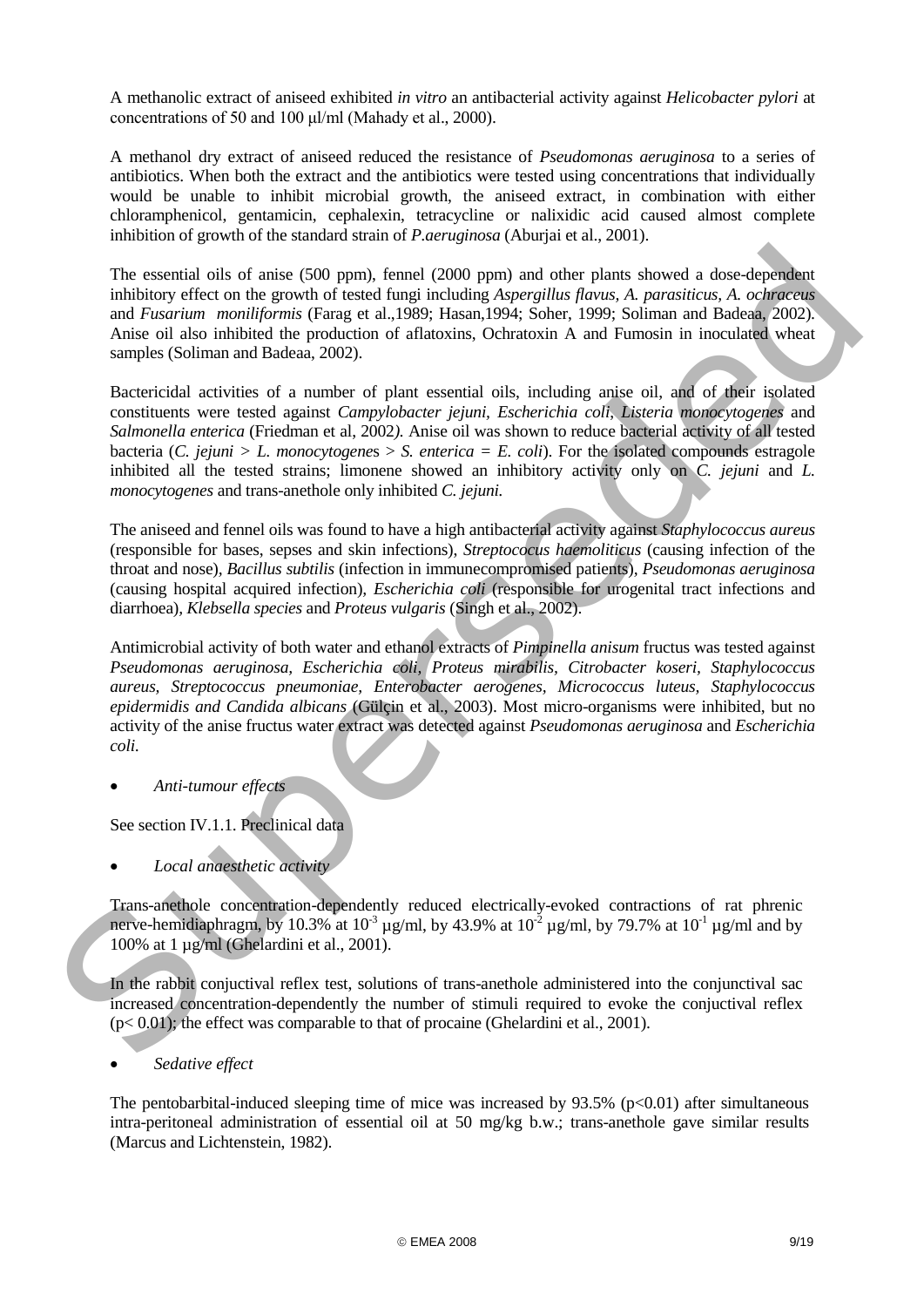A methanolic extract of aniseed exhibited *in vitro* an antibacterial activity against *Helicobacter pylori* at concentrations of 50 and 100 µl/ml (Mahady et al., 2000).

A methanol dry extract of aniseed reduced the resistance of *Pseudomonas aeruginosa* to a series of antibiotics. When both the extract and the antibiotics were tested using concentrations that individually would be unable to inhibit microbial growth, the aniseed extract, in combination with either chloramphenicol, gentamicin, cephalexin, tetracycline or nalixidic acid caused almost complete inhibition of growth of the standard strain of *P.aeruginosa* (Aburjai et al., 2001).

The essential oils of anise (500 ppm), fennel (2000 ppm) and other plants showed a dose-dependent inhibitory effect on the growth of tested fungi including *Aspergillus flavus, A. parasiticus, A. ochraceus* and *Fusarium moniliformis* (Farag et al.,1989; Hasan,1994; Soher, 1999; Soliman and Badeaa, 2002). Anise oil also inhibited the production of aflatoxins, Ochratoxin A and Fumosin in inoculated wheat samples (Soliman and Badeaa, 2002).

Bactericidal activities of a number of plant essential oils, including anise oil, and of their isolated constituents were tested against *Campylobacter jejuni, Escherichia coli, Listeria monocytogenes* and *Salmonella enterica* (Friedman et al, 2002). Anise oil was shown to reduce bacterial activity of all tested bacteria (*C. jejuni* > *L. monocytogenes* > *S. enterica* = *E. coli*). For the isolated compounds estragole inhibited all the tested strains; limonene showed an inhibitory activity only on *C. jejuni* and *L. monocytogenes* and trans-anethole only inhibited *C. jejuni*.

The aniseed and fennel oils was found to have a high antibacterial activity against *Staphylococcus aureus* (responsible for bases, sepses and skin infections), *Streptococus haemoliticus* (causing infection of the throat and nose), *Bacillus subtilis* (infection in immunecompromised patients), *Pseudomonas aeruginosa* (causing hospital acquired infection), *Escherichia coli* (responsible for urogenital tract infections and diarrhoea), *Klebsella species* and *Proteus vulgaris* (Singh et al., 2002).

Antimicrobial activity of both water and ethanol extracts of *Pimpinella anisum* fructus was tested against *Pseudomonas aeruginosa, Escherichia coli, Proteus mirabilis, Citrobacter koseri, Staphylococcus aureus, Streptococcus pneumoniae, Enterobacter aerogenes, Micrococcus luteus, Staphylococcus epidermidis and Candida albicans* (Gülçin et al., 2003). Most micro-organisms were inhibited, but no activity of the anise fructus water extract was detected against *Pseudomonas aeruginosa* and *Escherichia coli.*

- *Anti-tumour effects*

See section IV.1.1. Preclinical data

- *Local anaesthetic activity*

Trans-anethole concentration-dependently reduced electrically-evoked contractions of rat phrenic nerve-hemidiaphragm, by 10.3% at $10^{-3}$ µg/ml, by 43.9% at $10^{-2}$ µg/ml, by 79.7% at $10^{-1}$ µg/ml and by 100% at 1 µg/ml (Ghelardini et al., 2001).

In the rabbit conjuctival reflex test, solutions of trans-anethole administered into the conjunctival sac increased concentration-dependently the number of stimuli required to evoke the conjuctival reflex ($p < 0.01$); the effect was comparable to that of procaine (Ghelardini et al., 2001).

- *Sedative effect*

The pentobarbital-induced sleeping time of mice was increased by 93.5% ($p<0.01$) after simultaneous intra-peritoneal administration of essential oil at 50 mg/kg b.w.; trans-anethole gave similar results (Marcus and Lichtenstein, 1982).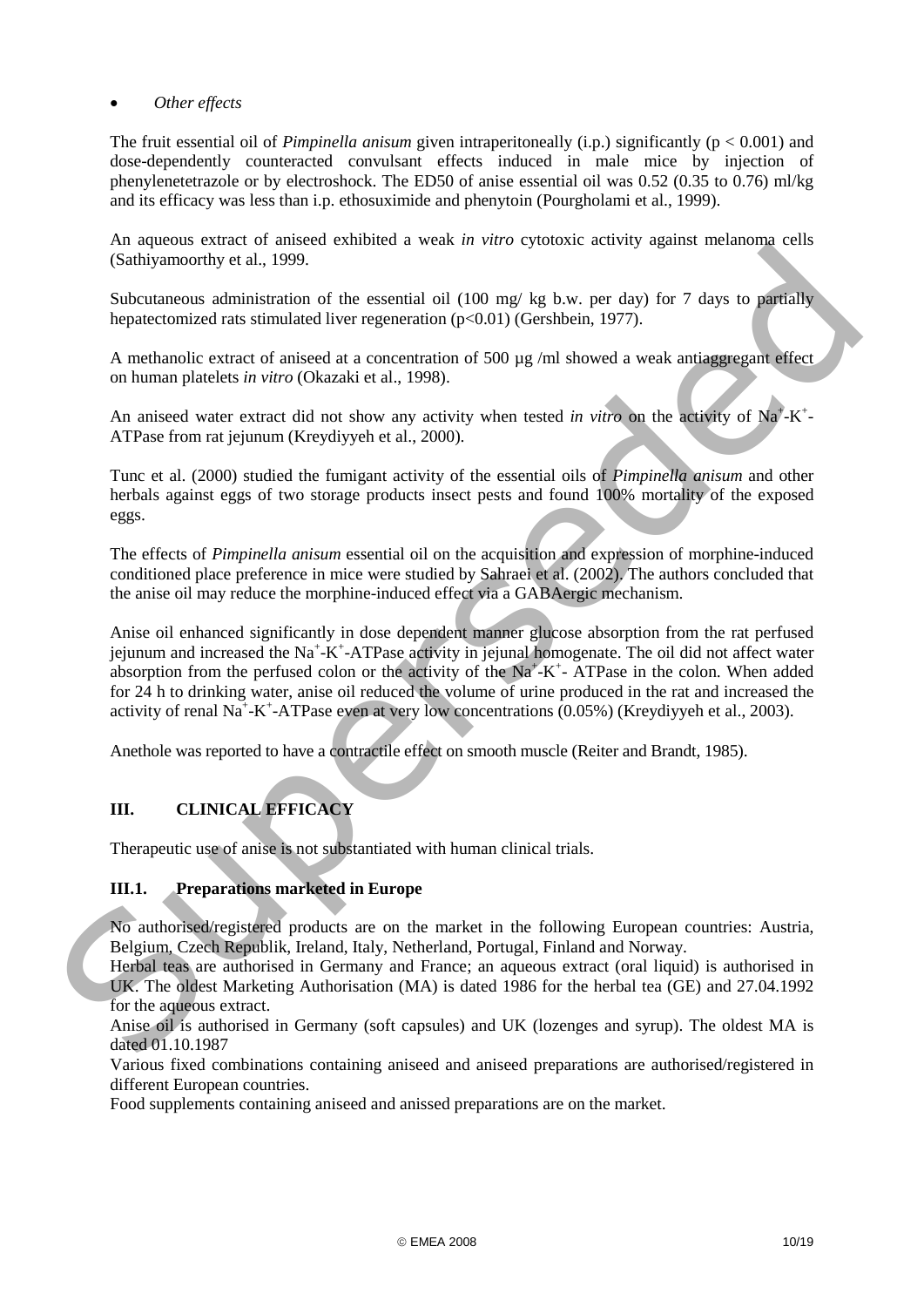- *Other effects*

The fruit essential oil of *Pimpinella anisum* given intraperitoneally (i.p.) significantly ($p < 0.001$) and dose-dependently counteracted convulsant effects induced in male mice by injection of phenylenetetrazole or by electroshock. The ED50 of anise essential oil was 0.52 (0.35 to 0.76) ml/kg and its efficacy was less than i.p. ethosuximide and phenytoin (Pourgholami et al., 1999).

An aqueous extract of aniseed exhibited a weak *in vitro* cytotoxic activity against melanoma cells (Sathiyamoorthy et al., 1999.

Subcutaneous administration of the essential oil (100 mg/ kg b.w. per day) for 7 days to partially hepatectomized rats stimulated liver regeneration ($p<0.01$) (Gershbein, 1977).

A methanolic extract of aniseed at a concentration of 500 µg /ml showed a weak antiaggregant effect on human platelets *in vitro* (Okazaki et al., 1998).

An aniseed water extract did not show any activity when tested *in vitro* on the activity of $Na^+$-$K^+$-ATPase from rat jejunum (Kreydiyyeh et al., 2000).

Tunc et al. (2000) studied the fumigant activity of the essential oils of *Pimpinella anisum* and other herbals against eggs of two storage products insect pests and found 100% mortality of the exposed eggs.

The effects of *Pimpinella anisum* essential oil on the acquisition and expression of morphine-induced conditioned place preference in mice were studied by Sahraei et al. (2002). The authors concluded that the anise oil may reduce the morphine-induced effect via a GABAergic mechanism.

Anise oil enhanced significantly in dose dependent manner glucose absorption from the rat perfused jejunum and increased the $Na^+$-$K^+$-ATPase activity in jejunal homogenate. The oil did not affect water absorption from the perfused colon or the activity of the $Na^+$-$K^+$- ATPase in the colon. When added for 24 h to drinking water, anise oil reduced the volume of urine produced in the rat and increased the activity of renal $Na^+$-$K^+$-ATPase even at very low concentrations (0.05%) (Kreydiyyeh et al., 2003).

Anethole was reported to have a contractile effect on smooth muscle (Reiter and Brandt, 1985).

## III. CLINICAL EFFICACY

Therapeutic use of anise is not substantiated with human clinical trials.

### III.1. Preparations marketed in Europe

No authorised/registered products are on the market in the following European countries: Austria, Belgium, Czech Republik, Ireland, Italy, Netherland, Portugal, Finland and Norway.
Herbal teas are authorised in Germany and France; an aqueous extract (oral liquid) is authorised in UK. The oldest Marketing Authorisation (MA) is dated 1986 for the herbal tea (GE) and 27.04.1992 for the aqueous extract.
Anise oil is authorised in Germany (soft capsules) and UK (lozenges and syrup). The oldest MA is dated 01.10.1987
Various fixed combinations containing aniseed and aniseed preparations are authorised/registered in different European countries.
Food supplements containing aniseed and anissed preparations are on the market.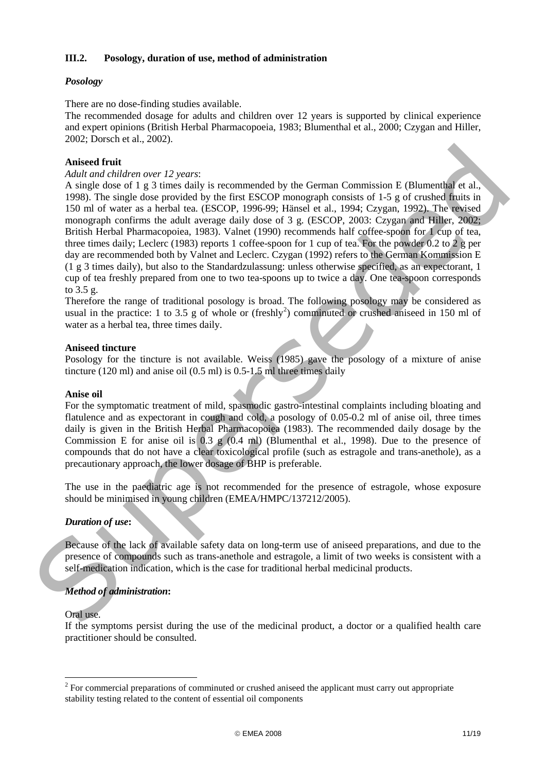### III.2. Posology, duration of use, method of administration

#### *Posology*

There are no dose-finding studies available.
The recommended dosage for adults and children over 12 years is supported by clinical experience and expert opinions (British Herbal Pharmacopoeia, 1983; Blumenthal et al., 2000; Czygan and Hiller, 2002; Dorsch et al., 2002).

**Aniseed fruit**

*Adult and children over 12 years*:
A single dose of 1 g 3 times daily is recommended by the German Commission E (Blumenthal et al., 1998). The single dose provided by the first ESCOP monograph consists of 1-5 g of crushed fruits in 150 ml of water as a herbal tea. (ESCOP, 1996-99; Hänsel et al., 1994; Czygan, 1992). The revised monograph confirms the adult average daily dose of 3 g. (ESCOP, 2003: Czygan and Hiller, 2002; British Herbal Pharmacopoiea, 1983). Valnet (1990) recommends half coffee-spoon for 1 cup of tea, three times daily; Leclerc (1983) reports 1 coffee-spoon for 1 cup of tea. For the powder 0.2 to 2 g per day are recommended both by Valnet and Leclerc. Czygan (1992) refers to the German Kommission E (1 g 3 times daily), but also to the Standardzulassung: unless otherwise specified, as an expectorant, 1 cup of tea freshly prepared from one to two tea-spoons up to twice a day. One tea-spoon corresponds to 3.5 g.
Therefore the range of traditional posology is broad. The following posology may be considered as usual in the practice: 1 to 3.5 g of whole or (freshly[2]) comminuted or crushed aniseed in 150 ml of water as a herbal tea, three times daily.

**Aniseed tincture**
Posology for the tincture is not available. Weiss (1985) gave the posology of a mixture of anise tincture (120 ml) and anise oil (0.5 ml) is 0.5-1.5 ml three times daily

**Anise oil**
For the symptomatic treatment of mild, spasmodic gastro-intestinal complaints including bloating and flatulence and as expectorant in cough and cold, a posology of 0.05-0.2 ml of anise oil, three times daily is given in the British Herbal Pharmacopoiea (1983). The recommended daily dosage by the Commission E for anise oil is 0.3 g (0.4 ml) (Blumenthal et al., 1998). Due to the presence of compounds that do not have a clear toxicological profile (such as estragole and trans-anethole), as a precautionary approach, the lower dosage of BHP is preferable.

The use in the paediatric age is not recommended for the presence of estragole, whose exposure should be minimised in young children (EMEA/HMPC/137212/2005).

#### *Duration of use***:**

Because of the lack of available safety data on long-term use of aniseed preparations, and due to the presence of compounds such as trans-anethole and estragole, a limit of two weeks is consistent with a self-medication indication, which is the case for traditional herbal medicinal products.

#### *Method of administration***:**

Oral use.
If the symptoms persist during the use of the medicinal product, a doctor or a qualified health care practitioner should be consulted.

---

[2] For commercial preparations of comminuted or crushed aniseed the applicant must carry out appropriate stability testing related to the content of essential oil components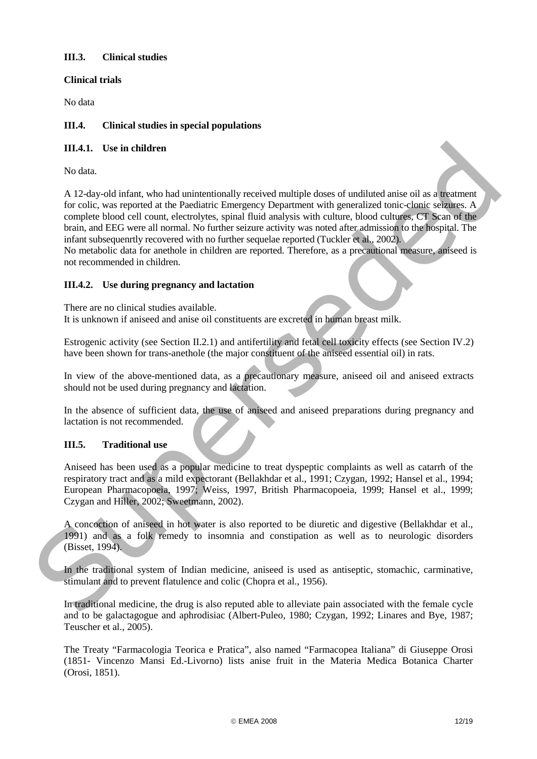### III.3. Clinical studies

**Clinical trials**

No data

### III.4. Clinical studies in special populations

#### III.4.1. Use in children

No data.

A 12-day-old infant, who had unintentionally received multiple doses of undiluted anise oil as a treatment for colic, was reported at the Paediatric Emergency Department with generalized tonic-clonic seizures. A complete blood cell count, electrolytes, spinal fluid analysis with culture, blood cultures, CT Scan of the brain, and EEG were all normal. No further seizure activity was noted after admission to the hospital. The infant subsequenrtly recovered with no further sequelae reported (Tuckler et al., 2002).
No metabolic data for anethole in children are reported. Therefore, as a precautional measure, aniseed is not recommended in children.

#### III.4.2. Use during pregnancy and lactation

There are no clinical studies available.
It is unknown if aniseed and anise oil constituents are excreted in human breast milk.

Estrogenic activity (see Section II.2.1) and antifertility and fetal cell toxicity effects (see Section IV.2) have been shown for trans-anethole (the major constituent of the aniseed essential oil) in rats.

In view of the above-mentioned data, as a precautionary measure, aniseed oil and aniseed extracts should not be used during pregnancy and lactation.

In the absence of sufficient data, the use of aniseed and aniseed preparations during pregnancy and lactation is not recommended.

### III.5. Traditional use

Aniseed has been used as a popular medicine to treat dyspeptic complaints as well as catarrh of the respiratory tract and as a mild expectorant (Bellakhdar et al., 1991; Czygan, 1992; Hansel et al., 1994; European Pharmacopoeia, 1997; Weiss, 1997, British Pharmacopoeia, 1999; Hansel et al., 1999; Czygan and Hiller, 2002; Sweetmann, 2002).

A concoction of aniseed in hot water is also reported to be diuretic and digestive (Bellakhdar et al., 1991) and as a folk remedy to insomnia and constipation as well as to neurologic disorders (Bisset, 1994).

In the traditional system of Indian medicine, aniseed is used as antiseptic, stomachic, carminative, stimulant and to prevent flatulence and colic (Chopra et al., 1956).

In traditional medicine, the drug is also reputed able to alleviate pain associated with the female cycle and to be galactagogue and aphrodisiac (Albert-Puleo, 1980; Czygan, 1992; Linares and Bye, 1987; Teuscher et al., 2005).

The Treaty "Farmacologia Teorica e Pratica", also named "Farmacopea Italiana" di Giuseppe Orosi (1851- Vincenzo Mansi Ed.-Livorno) lists anise fruit in the Materia Medica Botanica Charter (Orosi, 1851).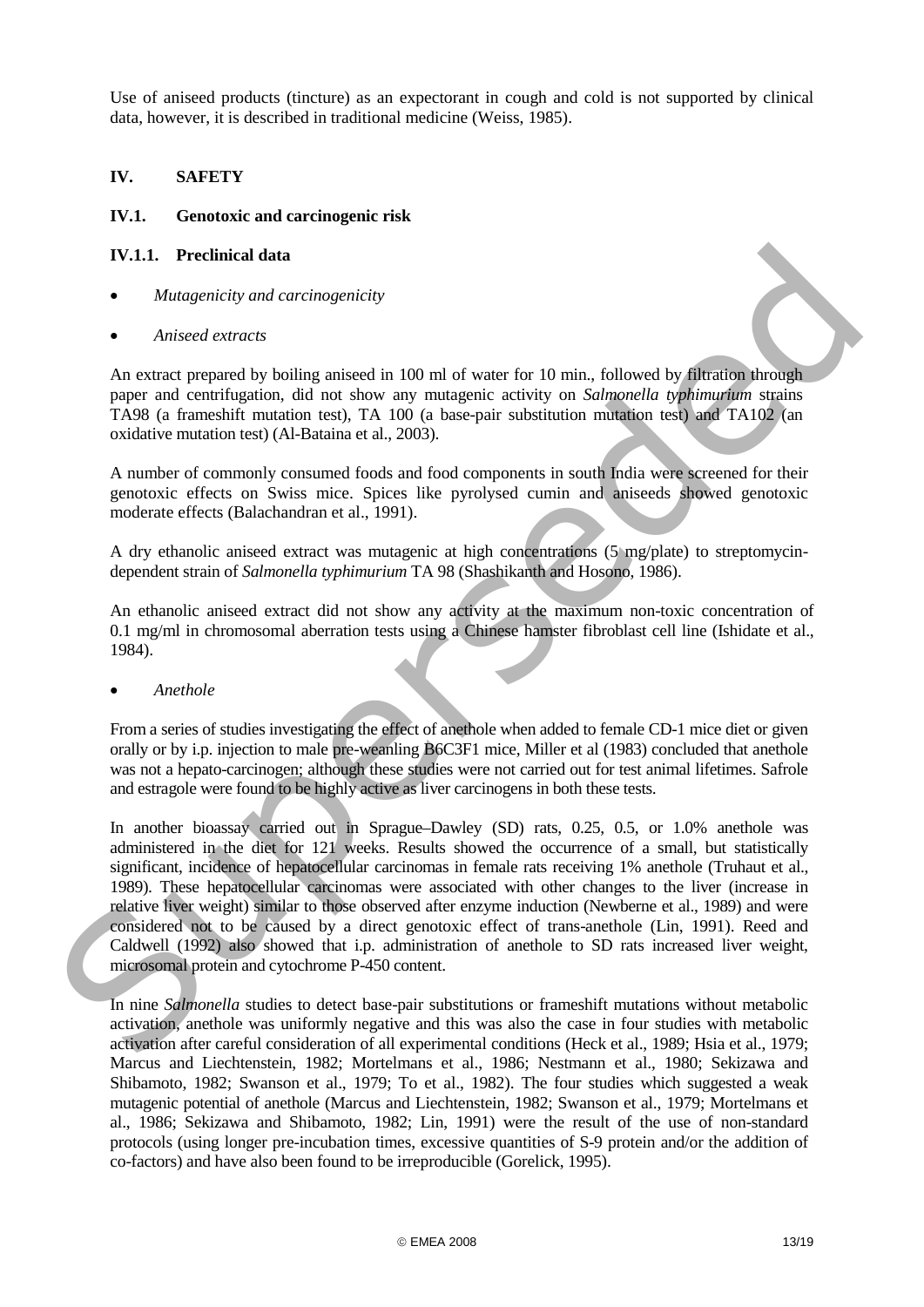Use of aniseed products (tincture) as an expectorant in cough and cold is not supported by clinical data, however, it is described in traditional medicine (Weiss, 1985).

## IV. SAFETY

### IV.1. Genotoxic and carcinogenic risk

#### IV.1.1. Preclinical data

- *Mutagenicity and carcinogenicity*
- *Aniseed extracts*

An extract prepared by boiling aniseed in 100 ml of water for 10 min., followed by filtration through paper and centrifugation, did not show any mutagenic activity on *Salmonella typhimurium* strains TA98 (a frameshift mutation test), TA 100 (a base-pair substitution mutation test) and TA102 (an oxidative mutation test) (Al-Bataina et al., 2003).

A number of commonly consumed foods and food components in south India were screened for their genotoxic effects on Swiss mice. Spices like pyrolysed cumin and aniseeds showed genotoxic moderate effects (Balachandran et al., 1991).

A dry ethanolic aniseed extract was mutagenic at high concentrations (5 mg/plate) to streptomycin-dependent strain of *Salmonella typhimurium* TA 98 (Shashikanth and Hosono, 1986).

An ethanolic aniseed extract did not show any activity at the maximum non-toxic concentration of 0.1 mg/ml in chromosomal aberration tests using a Chinese hamster fibroblast cell line (Ishidate et al., 1984).

- *Anethole*

From a series of studies investigating the effect of anethole when added to female CD-1 mice diet or given orally or by i.p. injection to male pre-weanling B6C3F1 mice, Miller et al (1983) concluded that anethole was not a hepato-carcinogen; although these studies were not carried out for test animal lifetimes. Safrole and estragole were found to be highly active as liver carcinogens in both these tests.

In another bioassay carried out in Sprague–Dawley (SD) rats, 0.25, 0.5, or 1.0% anethole was administered in the diet for 121 weeks. Results showed the occurrence of a small, but statistically significant, incidence of hepatocellular carcinomas in female rats receiving 1% anethole (Truhaut et al., 1989). These hepatocellular carcinomas were associated with other changes to the liver (increase in relative liver weight) similar to those observed after enzyme induction (Newberne et al., 1989) and were considered not to be caused by a direct genotoxic effect of trans-anethole (Lin, 1991). Reed and Caldwell (1992) also showed that i.p. administration of anethole to SD rats increased liver weight, microsomal protein and cytochrome P-450 content.

In nine *Salmonella* studies to detect base-pair substitutions or frameshift mutations without metabolic activation, anethole was uniformly negative and this was also the case in four studies with metabolic activation after careful consideration of all experimental conditions (Heck et al., 1989; Hsia et al., 1979; Marcus and Liechtenstein, 1982; Mortelmans et al., 1986; Nestmann et al., 1980; Sekizawa and Shibamoto, 1982; Swanson et al., 1979; To et al., 1982). The four studies which suggested a weak mutagenic potential of anethole (Marcus and Liechtenstein, 1982; Swanson et al., 1979; Mortelmans et al., 1986; Sekizawa and Shibamoto, 1982; Lin, 1991) were the result of the use of non-standard protocols (using longer pre-incubation times, excessive quantities of S-9 protein and/or the addition of co-factors) and have also been found to be irreproducible (Gorelick, 1995).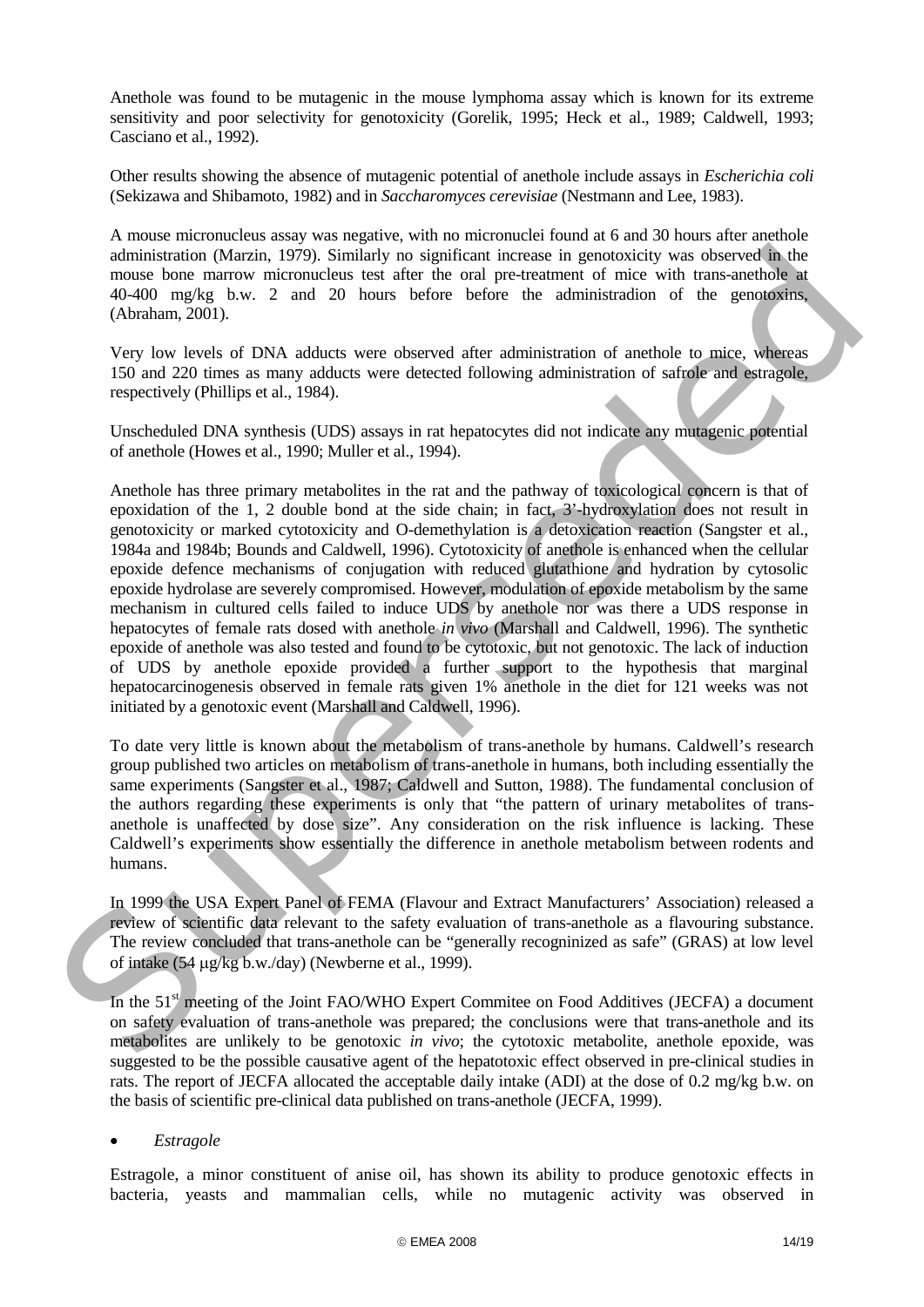Anethole was found to be mutagenic in the mouse lymphoma assay which is known for its extreme sensitivity and poor selectivity for genotoxicity (Gorelik, 1995; Heck et al., 1989; Caldwell, 1993; Casciano et al., 1992).

Other results showing the absence of mutagenic potential of anethole include assays in *Escherichia coli* (Sekizawa and Shibamoto, 1982) and in *Saccharomyces cerevisiae* (Nestmann and Lee, 1983).

A mouse micronucleus assay was negative, with no micronuclei found at 6 and 30 hours after anethole administration (Marzin, 1979). Similarly no significant increase in genotoxicity was observed in the mouse bone marrow micronucleus test after the oral pre-treatment of mice with trans-anethole at 40-400 mg/kg b.w. 2 and 20 hours before before the administradion of the genotoxins, (Abraham, 2001).

Very low levels of DNA adducts were observed after administration of anethole to mice, whereas 150 and 220 times as many adducts were detected following administration of safrole and estragole, respectively (Phillips et al., 1984).

Unscheduled DNA synthesis (UDS) assays in rat hepatocytes did not indicate any mutagenic potential of anethole (Howes et al., 1990; Muller et al., 1994).

Anethole has three primary metabolites in the rat and the pathway of toxicological concern is that of epoxidation of the 1, 2 double bond at the side chain; in fact, 3'-hydroxylation does not result in genotoxicity or marked cytotoxicity and O-demethylation is a detoxication reaction (Sangster et al., 1984a and 1984b; Bounds and Caldwell, 1996). Cytotoxicity of anethole is enhanced when the cellular epoxide defence mechanisms of conjugation with reduced glutathione and hydration by cytosolic epoxide hydrolase are severely compromised. However, modulation of epoxide metabolism by the same mechanism in cultured cells failed to induce UDS by anethole nor was there a UDS response in hepatocytes of female rats dosed with anethole *in vivo* (Marshall and Caldwell, 1996). The synthetic epoxide of anethole was also tested and found to be cytotoxic, but not genotoxic. The lack of induction of UDS by anethole epoxide provided a further support to the hypothesis that marginal hepatocarcinogenesis observed in female rats given 1% anethole in the diet for 121 weeks was not initiated by a genotoxic event (Marshall and Caldwell, 1996).

To date very little is known about the metabolism of trans-anethole by humans. Caldwell's research group published two articles on metabolism of trans-anethole in humans, both including essentially the same experiments (Sangster et al., 1987; Caldwell and Sutton, 1988). The fundamental conclusion of the authors regarding these experiments is only that "the pattern of urinary metabolites of trans-anethole is unaffected by dose size". Any consideration on the risk influence is lacking. These Caldwell's experiments show essentially the difference in anethole metabolism between rodents and humans.

In 1999 the USA Expert Panel of FEMA (Flavour and Extract Manufacturers' Association) released a review of scientific data relevant to the safety evaluation of trans-anethole as a flavouring substance. The review concluded that trans-anethole can be "generally recogninized as safe" (GRAS) at low level of intake (54 μg/kg b.w./day) (Newberne et al., 1999).

In the 51st meeting of the Joint FAO/WHO Expert Commitee on Food Additives (JECFA) a document on safety evaluation of trans-anethole was prepared; the conclusions were that trans-anethole and its metabolites are unlikely to be genotoxic *in vivo*; the cytotoxic metabolite, anethole epoxide, was suggested to be the possible causative agent of the hepatotoxic effect observed in pre-clinical studies in rats. The report of JECFA allocated the acceptable daily intake (ADI) at the dose of 0.2 mg/kg b.w. on the basis of scientific pre-clinical data published on trans-anethole (JECFA, 1999).

- *Estragole*

Estragole, a minor constituent of anise oil, has shown its ability to produce genotoxic effects in bacteria, yeasts and mammalian cells, while no mutagenic activity was observed in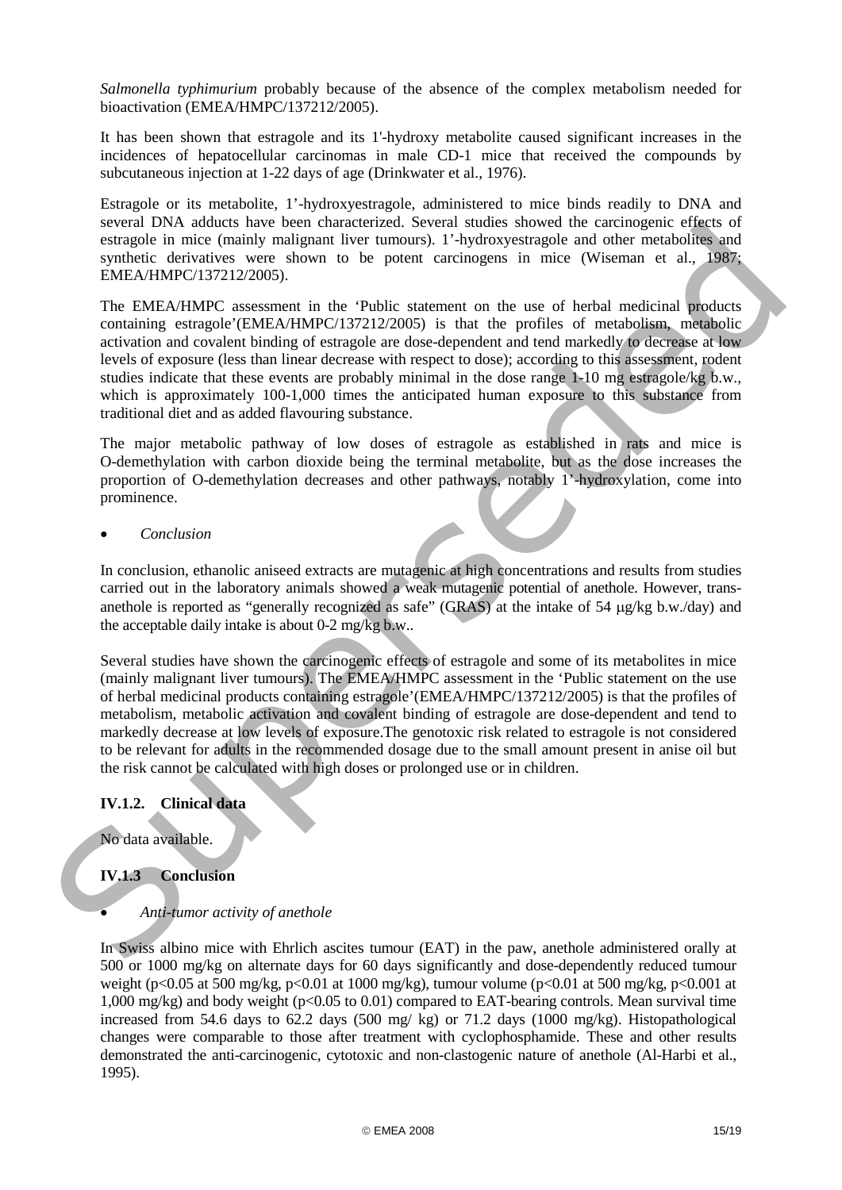*Salmonella typhimurium* probably because of the absence of the complex metabolism needed for bioactivation (EMEA/HMPC/137212/2005).

It has been shown that estragole and its 1'-hydroxy metabolite caused significant increases in the incidences of hepatocellular carcinomas in male CD-1 mice that received the compounds by subcutaneous injection at 1-22 days of age (Drinkwater et al., 1976).

Estragole or its metabolite, 1'-hydroxyestragole, administered to mice binds readily to DNA and several DNA adducts have been characterized. Several studies showed the carcinogenic effects of estragole in mice (mainly malignant liver tumours). 1'-hydroxyestragole and other metabolites and synthetic derivatives were shown to be potent carcinogens in mice (Wiseman et al., 1987; EMEA/HMPC/137212/2005).

The EMEA/HMPC assessment in the 'Public statement on the use of herbal medicinal products containing estragole'(EMEA/HMPC/137212/2005) is that the profiles of metabolism, metabolic activation and covalent binding of estragole are dose-dependent and tend markedly to decrease at low levels of exposure (less than linear decrease with respect to dose); according to this assessment, rodent studies indicate that these events are probably minimal in the dose range 1-10 mg estragole/kg b.w., which is approximately 100-1,000 times the anticipated human exposure to this substance from traditional diet and as added flavouring substance.

The major metabolic pathway of low doses of estragole as established in rats and mice is O-demethylation with carbon dioxide being the terminal metabolite, but as the dose increases the proportion of O-demethylation decreases and other pathways, notably 1'-hydroxylation, come into prominence.

- *Conclusion*

In conclusion, ethanolic aniseed extracts are mutagenic at high concentrations and results from studies carried out in the laboratory animals showed a weak mutagenic potential of anethole. However, trans-anethole is reported as "generally recognized as safe" (GRAS) at the intake of 54 μg/kg b.w./day) and the acceptable daily intake is about 0-2 mg/kg b.w..

Several studies have shown the carcinogenic effects of estragole and some of its metabolites in mice (mainly malignant liver tumours). The EMEA/HMPC assessment in the 'Public statement on the use of herbal medicinal products containing estragole'(EMEA/HMPC/137212/2005) is that the profiles of metabolism, metabolic activation and covalent binding of estragole are dose-dependent and tend to markedly decrease at low levels of exposure.The genotoxic risk related to estragole is not considered to be relevant for adults in the recommended dosage due to the small amount present in anise oil but the risk cannot be calculated with high doses or prolonged use or in children.

### IV.1.2. Clinical data

No data available.

### IV.1.3 Conclusion

- *Anti-tumor activity of anethole*

In Swiss albino mice with Ehrlich ascites tumour (EAT) in the paw, anethole administered orally at 500 or 1000 mg/kg on alternate days for 60 days significantly and dose-dependently reduced tumour weight ($p<0.05$ at 500 mg/kg, $p<0.01$ at 1000 mg/kg), tumour volume ($p<0.01$ at 500 mg/kg, $p<0.001$ at 1,000 mg/kg) and body weight ($p<0.05$ to 0.01) compared to EAT-bearing controls. Mean survival time increased from 54.6 days to 62.2 days (500 mg/ kg) or 71.2 days (1000 mg/kg). Histopathological changes were comparable to those after treatment with cyclophosphamide. These and other results demonstrated the anti-carcinogenic, cytotoxic and non-clastogenic nature of anethole (Al-Harbi et al., 1995).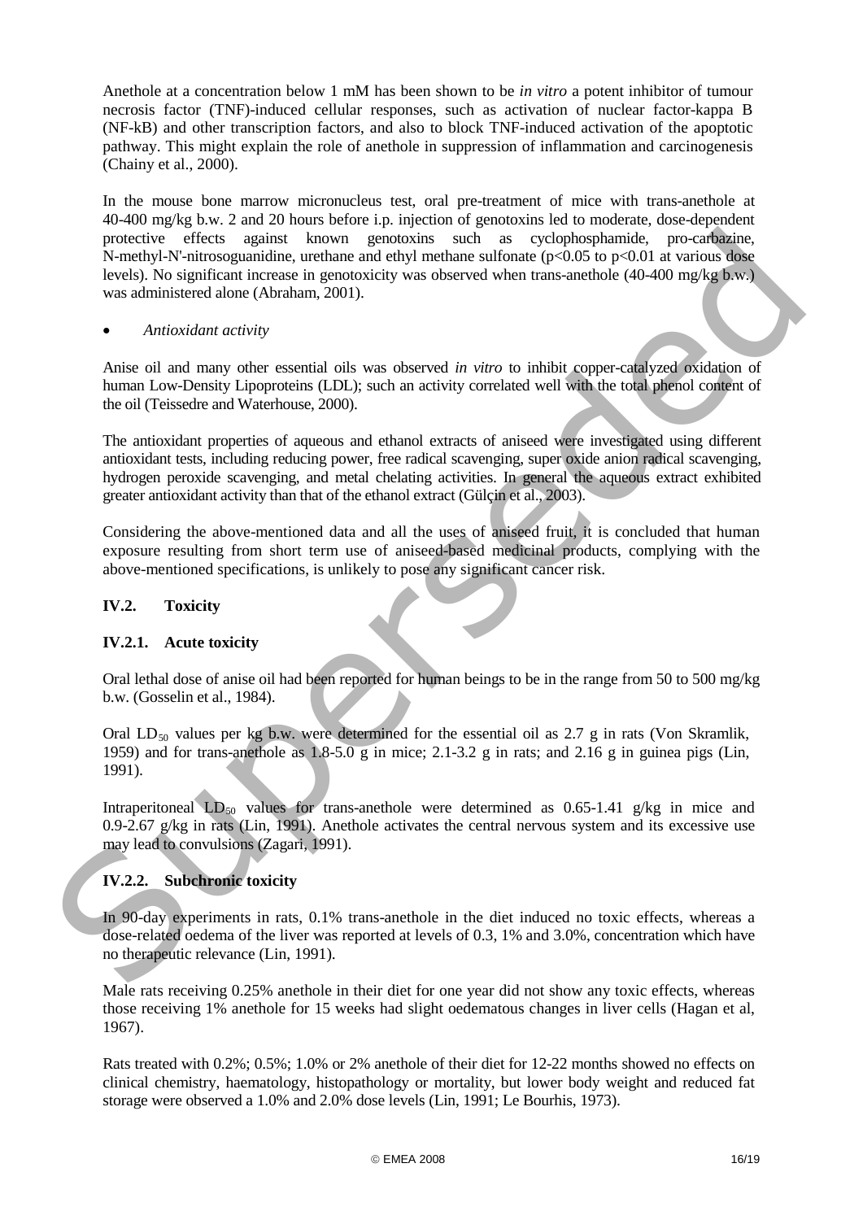Anethole at a concentration below 1 mM has been shown to be *in vitro* a potent inhibitor of tumour necrosis factor (TNF)-induced cellular responses, such as activation of nuclear factor-kappa B (NF-kB) and other transcription factors, and also to block TNF-induced activation of the apoptotic pathway. This might explain the role of anethole in suppression of inflammation and carcinogenesis (Chainy et al., 2000).

In the mouse bone marrow micronucleus test, oral pre-treatment of mice with trans-anethole at 40-400 mg/kg b.w. 2 and 20 hours before i.p. injection of genotoxins led to moderate, dose-dependent protective effects against known genotoxins such as cyclophosphamide, pro-carbazine, N-methyl-N'-nitrosoguanidine, urethane and ethyl methane sulfonate ($p<0.05$ to $p<0.01$ at various dose levels). No significant increase in genotoxicity was observed when trans-anethole (40-400 mg/kg b.w.) was administered alone (Abraham, 2001).

- *Antioxidant activity*

Anise oil and many other essential oils was observed *in vitro* to inhibit copper-catalyzed oxidation of human Low-Density Lipoproteins (LDL); such an activity correlated well with the total phenol content of the oil (Teissedre and Waterhouse, 2000).

The antioxidant properties of aqueous and ethanol extracts of aniseed were investigated using different antioxidant tests, including reducing power, free radical scavenging, super oxide anion radical scavenging, hydrogen peroxide scavenging, and metal chelating activities. In general the aqueous extract exhibited greater antioxidant activity than that of the ethanol extract (Gülçin et al., 2003).

Considering the above-mentioned data and all the uses of aniseed fruit, it is concluded that human exposure resulting from short term use of aniseed-based medicinal products, complying with the above-mentioned specifications, is unlikely to pose any significant cancer risk.

## IV.2. Toxicity

### IV.2.1. Acute toxicity

Oral lethal dose of anise oil had been reported for human beings to be in the range from 50 to 500 mg/kg b.w. (Gosselin et al., 1984).

Oral $LD_{50}$ values per kg b.w. were determined for the essential oil as 2.7 g in rats (Von Skramlik, 1959) and for trans-anethole as 1.8-5.0 g in mice; 2.1-3.2 g in rats; and 2.16 g in guinea pigs (Lin, 1991).

Intraperitoneal $LD_{50}$ values for trans-anethole were determined as 0.65-1.41 g/kg in mice and 0.9-2.67 g/kg in rats (Lin, 1991). Anethole activates the central nervous system and its excessive use may lead to convulsions (Zagari, 1991).

### IV.2.2. Subchronic toxicity

In 90-day experiments in rats, 0.1% trans-anethole in the diet induced no toxic effects, whereas a dose-related oedema of the liver was reported at levels of 0.3, 1% and 3.0%, concentration which have no therapeutic relevance (Lin, 1991).

Male rats receiving 0.25% anethole in their diet for one year did not show any toxic effects, whereas those receiving 1% anethole for 15 weeks had slight oedematous changes in liver cells (Hagan et al, 1967).

Rats treated with 0.2%; 0.5%; 1.0% or 2% anethole of their diet for 12-22 months showed no effects on clinical chemistry, haematology, histopathology or mortality, but lower body weight and reduced fat storage were observed a 1.0% and 2.0% dose levels (Lin, 1991; Le Bourhis, 1973).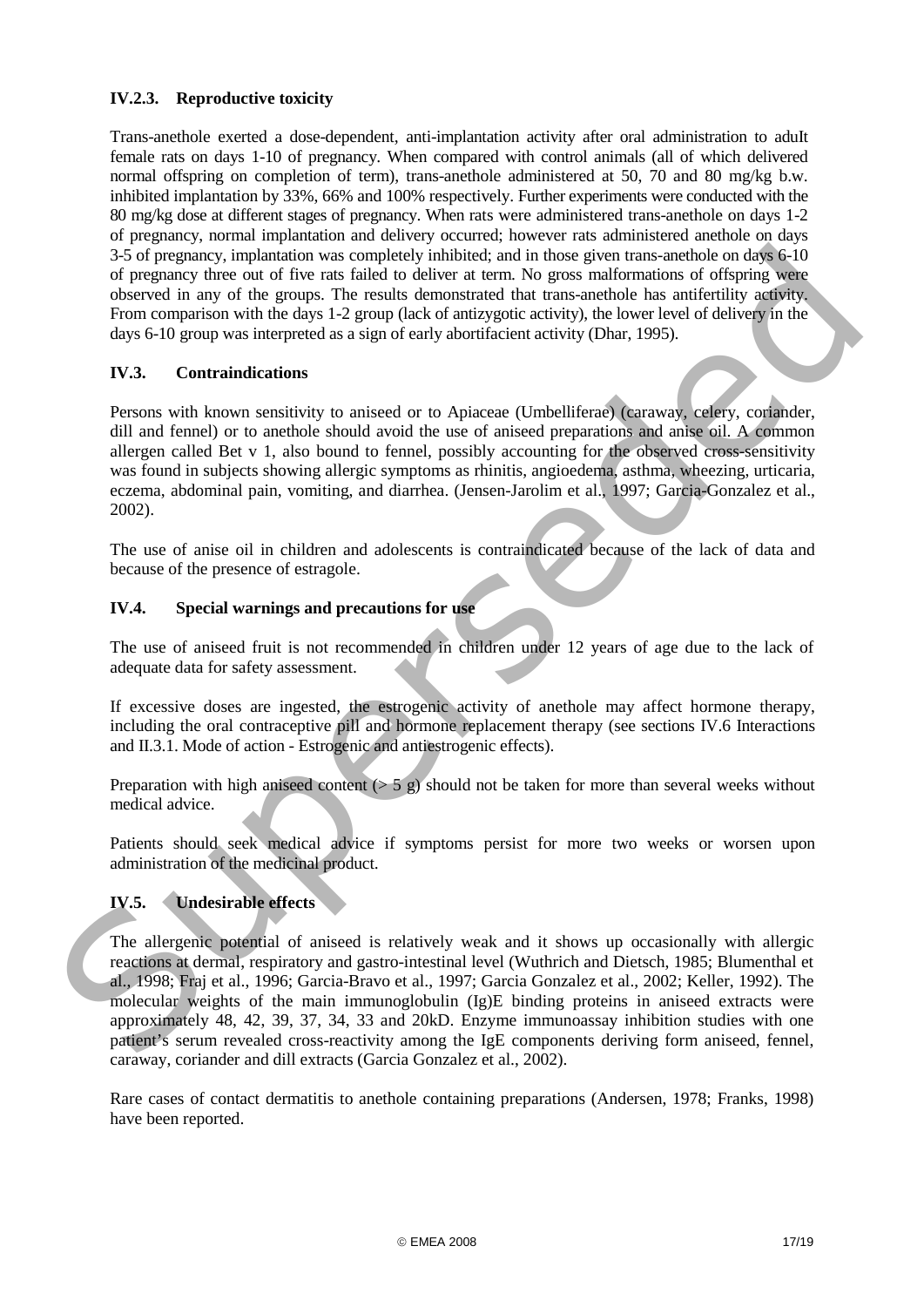### IV.2.3. Reproductive toxicity

Trans-anethole exerted a dose-dependent, anti-implantation activity after oral administration to aduIt female rats on days 1-10 of pregnancy. When compared with control animals (all of which delivered normal offspring on completion of term), trans-anethole administered at 50, 70 and 80 mg/kg b.w. inhibited implantation by 33%, 66% and 100% respectively. Further experiments were conducted with the 80 mg/kg dose at different stages of pregnancy. When rats were administered trans-anethole on days 1-2 of pregnancy, normal implantation and delivery occurred; however rats administered anethole on days 3-5 of pregnancy, implantation was completely inhibited; and in those given trans-anethole on days 6-10 of pregnancy three out of five rats failed to deliver at term. No gross malformations of offspring were observed in any of the groups. The results demonstrated that trans-anethole has antifertility activity. From comparison with the days 1-2 group (lack of antizygotic activity), the lower level of delivery in the days 6-10 group was interpreted as a sign of early abortifacient activity (Dhar, 1995).

## IV.3. Contraindications

Persons with known sensitivity to aniseed or to Apiaceae (Umbelliferae) (caraway, celery, coriander, dill and fennel) or to anethole should avoid the use of aniseed preparations and anise oil. A common allergen called Bet v 1, also bound to fennel, possibly accounting for the observed cross-sensitivity was found in subjects showing allergic symptoms as rhinitis, angioedema, asthma, wheezing, urticaria, eczema, abdominal pain, vomiting, and diarrhea. (Jensen-Jarolim et al., 1997; Garcia-Gonzalez et al., 2002).

The use of anise oil in children and adolescents is contraindicated because of the lack of data and because of the presence of estragole.

## IV.4. Special warnings and precautions for use

The use of aniseed fruit is not recommended in children under 12 years of age due to the lack of adequate data for safety assessment.

If excessive doses are ingested, the estrogenic activity of anethole may affect hormone therapy, including the oral contraceptive pill and hormone replacement therapy (see sections IV.6 Interactions and II.3.1. Mode of action - Estrogenic and antiestrogenic effects).

Preparation with high aniseed content (> 5 g) should not be taken for more than several weeks without medical advice.

Patients should seek medical advice if symptoms persist for more two weeks or worsen upon administration of the medicinal product.

## IV.5. Undesirable effects

The allergenic potential of aniseed is relatively weak and it shows up occasionally with allergic reactions at dermal, respiratory and gastro-intestinal level (Wuthrich and Dietsch, 1985; Blumenthal et al., 1998; Fraj et al., 1996; Garcia-Bravo et al., 1997; Garcia Gonzalez et al., 2002; Keller, 1992). The molecular weights of the main immunoglobulin (Ig)E binding proteins in aniseed extracts were approximately 48, 42, 39, 37, 34, 33 and 20kD. Enzyme immunoassay inhibition studies with one patient's serum revealed cross-reactivity among the IgE components deriving form aniseed, fennel, caraway, coriander and dill extracts (Garcia Gonzalez et al., 2002).

Rare cases of contact dermatitis to anethole containing preparations (Andersen, 1978; Franks, 1998) have been reported.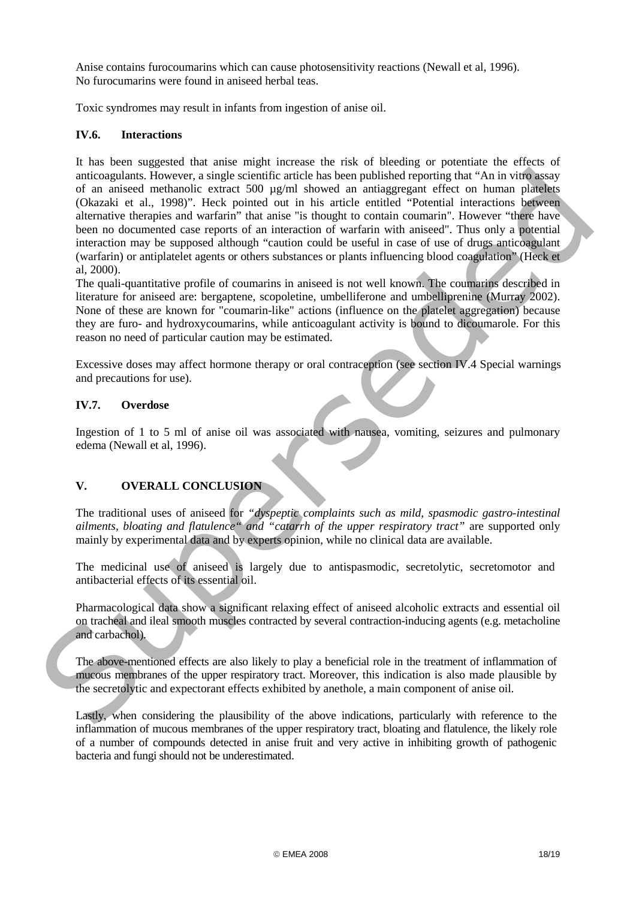Anise contains furocoumarins which can cause photosensitivity reactions (Newall et al, 1996).
No furocumarins were found in aniseed herbal teas.

Toxic syndromes may result in infants from ingestion of anise oil.

### IV.6. Interactions

It has been suggested that anise might increase the risk of bleeding or potentiate the effects of anticoagulants. However, a single scientific article has been published reporting that "An in vitro assay of an aniseed methanolic extract 500 µg/ml showed an antiaggregant effect on human platelets (Okazaki et al., 1998)". Heck pointed out in his article entitled "Potential interactions between alternative therapies and warfarin" that anise "is thought to contain coumarin". However "there have been no documented case reports of an interaction of warfarin with aniseed". Thus only a potential interaction may be supposed although "caution could be useful in case of use of drugs anticoagulant (warfarin) or antiplatelet agents or others substances or plants influencing blood coagulation" (Heck et al, 2000).
The quali-quantitative profile of coumarins in aniseed is not well known. The coumarins described in literature for aniseed are: bergaptene, scopoletine, umbelliferone and umbelliprenine (Murray 2002). None of these are known for "coumarin-like" actions (influence on the platelet aggregation) because they are furo- and hydroxycoumarins, while anticoagulant activity is bound to dicoumarole. For this reason no need of particular caution may be estimated.

Excessive doses may affect hormone therapy or oral contraception (see section IV.4 Special warnings and precautions for use).

### IV.7. Overdose

Ingestion of 1 to 5 ml of anise oil was associated with nausea, vomiting, seizures and pulmonary edema (Newall et al, 1996).

## V. OVERALL CONCLUSION

The traditional uses of aniseed for *"dyspeptic complaints such as mild, spasmodic gastro-intestinal ailments, bloating and flatulence"* and *"catarrh of the upper respiratory tract"* are supported only mainly by experimental data and by experts opinion, while no clinical data are available.

The medicinal use of aniseed is largely due to antispasmodic, secretolytic, secretomotor and antibacterial effects of its essential oil.

Pharmacological data show a significant relaxing effect of aniseed alcoholic extracts and essential oil on tracheal and ileal smooth muscles contracted by several contraction-inducing agents (e.g. metacholine and carbachol).

The above-mentioned effects are also likely to play a beneficial role in the treatment of inflammation of mucous membranes of the upper respiratory tract. Moreover, this indication is also made plausible by the secretolytic and expectorant effects exhibited by anethole, a main component of anise oil.

Lastly, when considering the plausibility of the above indications, particularly with reference to the inflammation of mucous membranes of the upper respiratory tract, bloating and flatulence, the likely role of a number of compounds detected in anise fruit and very active in inhibiting growth of pathogenic bacteria and fungi should not be underestimated.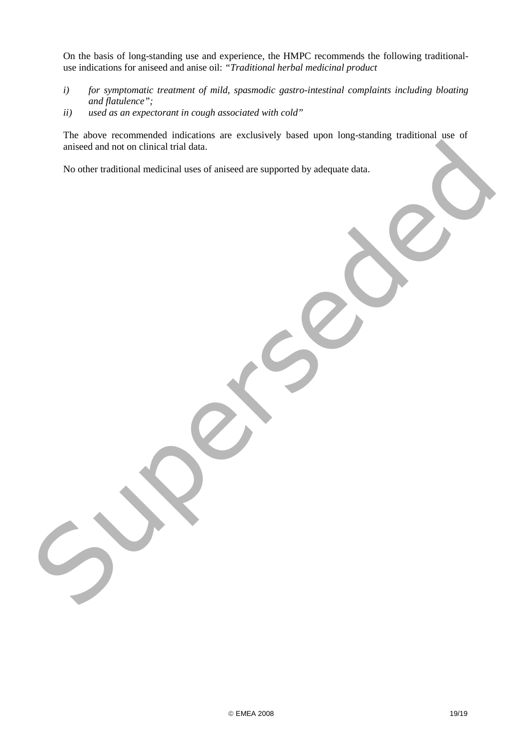On the basis of long-standing use and experience, the HMPC recommends the following traditional-use indications for aniseed and anise oil: *"Traditional herbal medicinal product*

*i) for symptomatic treatment of mild, spasmodic gastro-intestinal complaints including bloating and flatulence";*

*ii) used as an expectorant in cough associated with cold"*

The above recommended indications are exclusively based upon long-standing traditional use of aniseed and not on clinical trial data.

No other traditional medicinal uses of aniseed are supported by adequate data.

Superseded